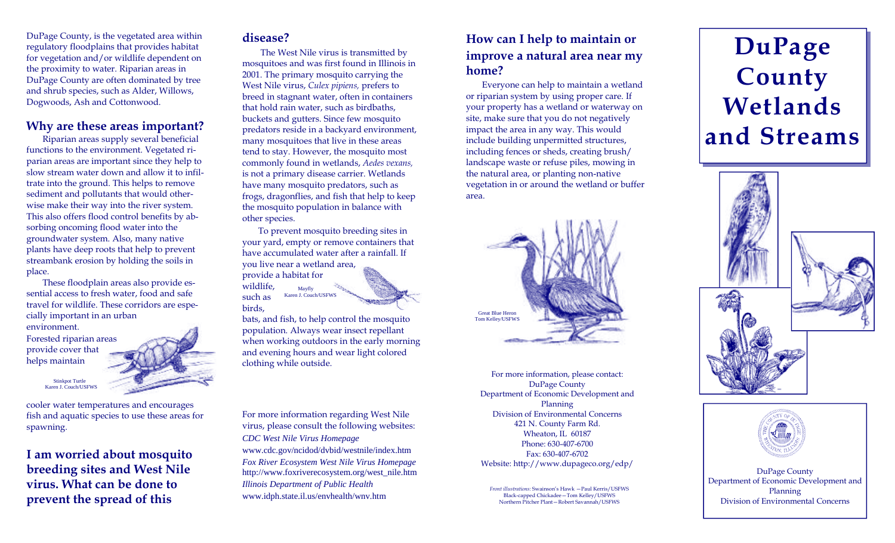DuPage County, is the vegetated area within regulatory floodplains that provides habitat for vegetation and/or wildlife dependent on the proximity to water. Riparian areas in DuPage County are often dominated by tree and shrub species, such as Alder, Willows, Dogwoods, Ash and Cottonwood.

## Why are these areas important?

Riparian areas supply several beneficial functions to the environment. Vegetated riparian areas are important since they help to slow stream water down and allow it to infiltrate into the ground. This helps to remove sediment and pollutants that would otherwise make their way into the river system. This also offers flood control benefits by absorbing oncoming flood water into the groundwater system. Also, many native plants have deep roots that help to prevent streambank erosion by holding the soils in place.

These floodplain areas also provide essential access to fresh water, food and safe travel for wildlife. These corridors are especially important in an urban environment. Forested riparian areas provide cover that helps maintain cooler water temperatures and encourages fish and aquatic species to use these areas for spawning.

Stinkpot Turtle
Karen J. Couch/USFWS

## I am worried about mosquito breeding sites and West Nile virus. What can be done to prevent the spread of this disease?

The West Nile virus is transmitted by mosquitoes and was first found in Illinois in 2001. The primary mosquito carrying the West Nile virus, *Culex pipiens,* prefers to breed in stagnant water, often in containers that hold rain water, such as birdbaths, buckets and gutters. Since few mosquito predators reside in a backyard environment, many mosquitoes that live in these areas tend to stay. However, the mosquito most commonly found in wetlands, *Aedes vexans,* is not a primary disease carrier. Wetlands have many mosquito predators, such as frogs, dragonflies, and fish that help to keep the mosquito population in balance with other species.

To prevent mosquito breeding sites in your yard, empty or remove containers that have accumulated water after a rainfall. If you live near a wetland area, provide a habitat for wildlife, such as birds, bats, and fish, to help control the mosquito population. Always wear insect repellant when working outdoors in the early morning and evening hours and wear light colored clothing while outside.

Mayfly
Karen J. Couch/USFWS

For more information regarding West Nile virus, please consult the following websites:

*CDC West Nile Virus Homepage*
www.cdc.gov/ncidod/dvbid/westnile/index.htm

*Fox River Ecosystem West Nile Virus Homepage*
http://www.foxriverecosystem.org/west_nile.htm

*Illinois Department of Public Health*
www.idph.state.il.us/envhealth/wnv.htm

## How can I help to maintain or improve a natural area near my home?

Everyone can help to maintain a wetland or riparian system by using proper care. If your property has a wetland or waterway on site, make sure that you do not negatively impact the area in any way. This would include building unpermitted structures, including fences or sheds, creating brush/landscape waste or refuse piles, mowing in the natural area, or planting non-native vegetation in or around the wetland or buffer area.

Great Blue Heron
Tom Kelley/USFWS

For more information, please contact:
DuPage County
Department of Economic Development and Planning
Division of Environmental Concerns
421 N. County Farm Rd.
Wheaton, IL 60187
Phone: 630-407-6700
Fax: 630-407-6702
Website: http://www.dupageco.org/edp/

*Front illustrations*: Swainson's Hawk —Paul Kerris/USFWS
Black-capped Chickadee—Tom Kelley/USFWS
Northern Pitcher Plant—Robert Savannah/USFWS

# DuPage County Wetlands and Streams

DuPage County
Department of Economic Development and Planning
Division of Environmental Concerns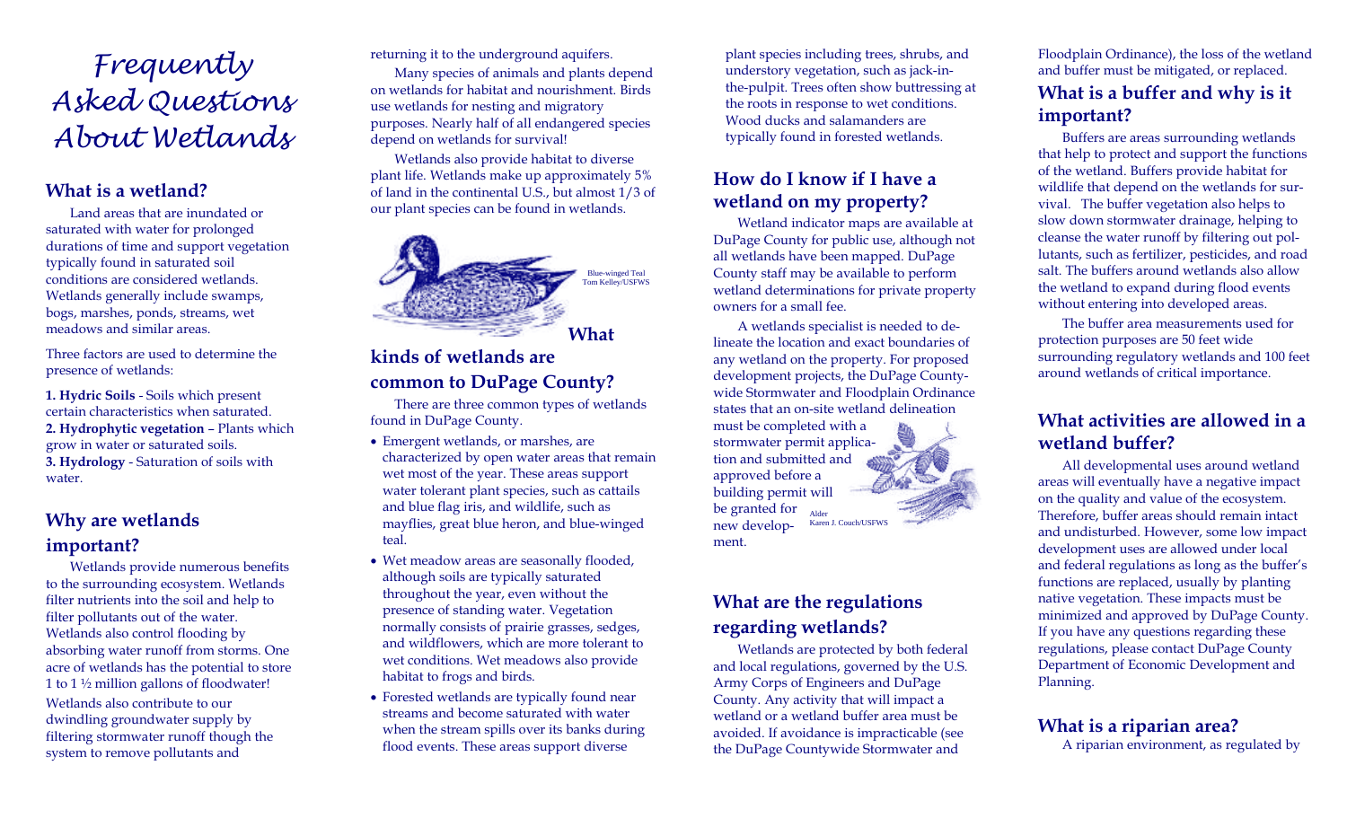# Frequently Asked Questions About Wetlands

## What is a wetland?

Land areas that are inundated or saturated with water for prolonged durations of time and support vegetation typically found in saturated soil conditions are considered wetlands. Wetlands generally include swamps, bogs, marshes, ponds, streams, wet meadows and similar areas.

Three factors are used to determine the presence of wetlands:

**1. Hydric Soils** - Soils which present certain characteristics when saturated.
**2. Hydrophytic vegetation** – Plants which grow in water or saturated soils.
**3. Hydrology** - Saturation of soils with water.

## Why are wetlands important?

Wetlands provide numerous benefits to the surrounding ecosystem. Wetlands filter nutrients into the soil and help to filter pollutants out of the water. Wetlands also control flooding by absorbing water runoff from storms. One acre of wetlands has the potential to store 1 to 1 ½ million gallons of floodwater!

Wetlands also contribute to our dwindling groundwater supply by filtering stormwater runoff though the system to remove pollutants and returning it to the underground aquifers.

Many species of animals and plants depend on wetlands for habitat and nourishment. Birds use wetlands for nesting and migratory purposes. Nearly half of all endangered species depend on wetlands for survival!

Wetlands also provide habitat to diverse plant life. Wetlands make up approximately 5% of land in the continental U.S., but almost 1/3 of our plant species can be found in wetlands.

Blue-winged Teal
Tom Kelley/USFWS

## What kinds of wetlands are common to DuPage County?

There are three common types of wetlands found in DuPage County.

- Emergent wetlands, or marshes, are characterized by open water areas that remain wet most of the year. These areas support water tolerant plant species, such as cattails and blue flag iris, and wildlife, such as mayflies, great blue heron, and blue-winged teal.
- Wet meadow areas are seasonally flooded, although soils are typically saturated throughout the year, even without the presence of standing water. Vegetation normally consists of prairie grasses, sedges, and wildflowers, which are more tolerant to wet conditions. Wet meadows also provide habitat to frogs and birds.
- Forested wetlands are typically found near streams and become saturated with water when the stream spills over its banks during flood events. These areas support diverse plant species including trees, shrubs, and understory vegetation, such as jack-in-the-pulpit. Trees often show buttressing at the roots in response to wet conditions. Wood ducks and salamanders are typically found in forested wetlands.

## How do I know if I have a wetland on my property?

Wetland indicator maps are available at DuPage County for public use, although not all wetlands have been mapped. DuPage County staff may be available to perform wetland determinations for private property owners for a small fee.

A wetlands specialist is needed to delineate the location and exact boundaries of any wetland on the property. For proposed development projects, the DuPage Countywide Stormwater and Floodplain Ordinance states that an on-site wetland delineation must be completed with a stormwater permit application and submitted and approved before a building permit will be granted for new development.

Alder
Karen J. Couch/USFWS

## What are the regulations regarding wetlands?

Wetlands are protected by both federal and local regulations, governed by the U.S. Army Corps of Engineers and DuPage County. Any activity that will impact a wetland or a wetland buffer area must be avoided. If avoidance is impracticable (see the DuPage Countywide Stormwater and Floodplain Ordinance), the loss of the wetland and buffer must be mitigated, or replaced.

## What is a buffer and why is it important?

Buffers are areas surrounding wetlands that help to protect and support the functions of the wetland. Buffers provide habitat for wildlife that depend on the wetlands for survival. The buffer vegetation also helps to slow down stormwater drainage, helping to cleanse the water runoff by filtering out pollutants, such as fertilizer, pesticides, and road salt. The buffers around wetlands also allow the wetland to expand during flood events without entering into developed areas.

The buffer area measurements used for protection purposes are 50 feet wide surrounding regulatory wetlands and 100 feet around wetlands of critical importance.

## What activities are allowed in a wetland buffer?

All developmental uses around wetland areas will eventually have a negative impact on the quality and value of the ecosystem. Therefore, buffer areas should remain intact and undisturbed. However, some low impact development uses are allowed under local and federal regulations as long as the buffer's functions are replaced, usually by planting native vegetation. These impacts must be minimized and approved by DuPage County. If you have any questions regarding these regulations, please contact DuPage County Department of Economic Development and Planning.

## What is a riparian area?

A riparian environment, as regulated by